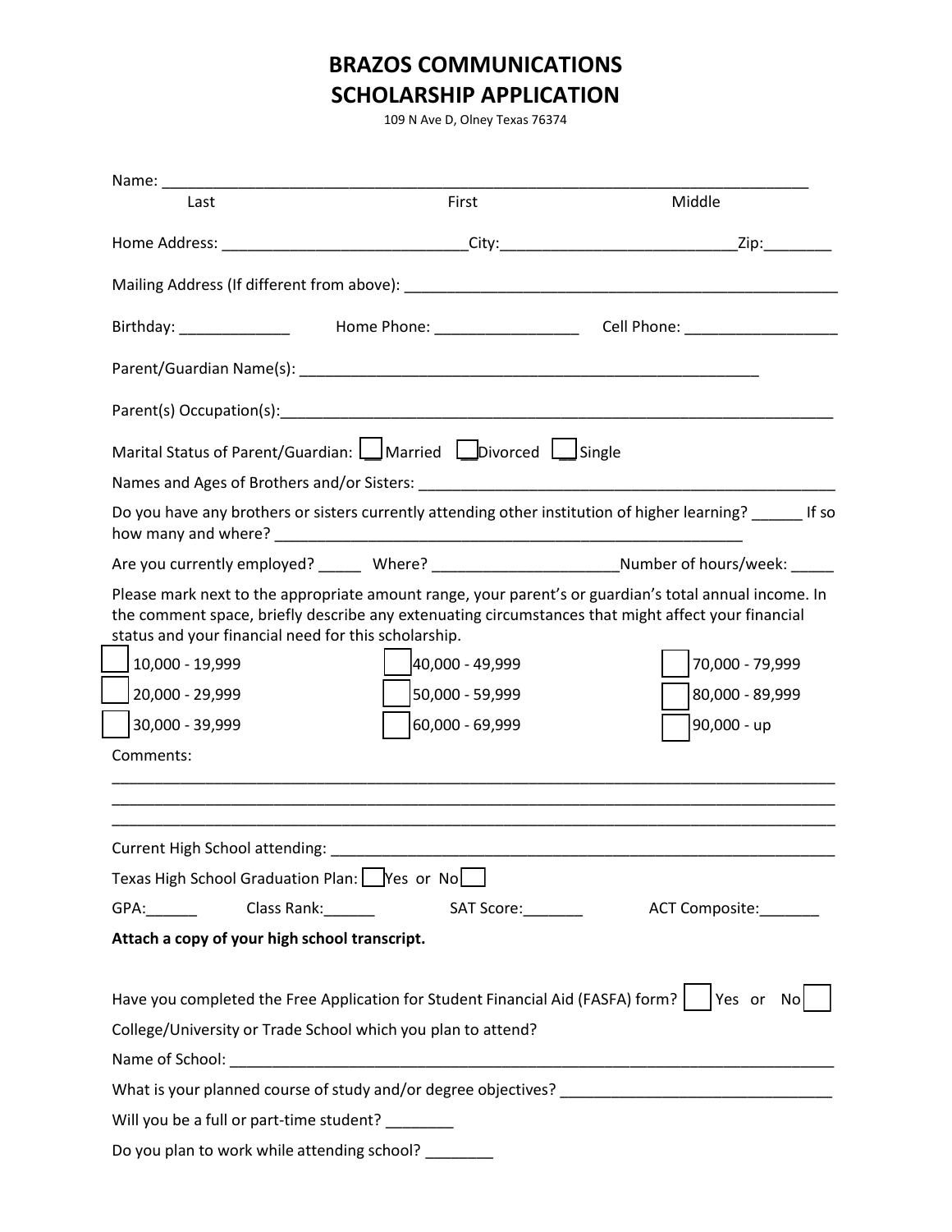# BRAZOS COMMUNICATIONS
# SCHOLARSHIP APPLICATION

109 N Ave D, Olney Texas 76374

Name: ______________________________________________________________________________

Last — First — Middle

Home Address: ____________________________City:___________________________Zip:________

Mailing Address (If different from above): ___________________________________________________

Birthday: _____________ Home Phone: ________________ Cell Phone: _________________

Parent/Guardian Name(s): _____________________________________________________

Parent(s) Occupation(s):_________________________________________________________________

Marital Status of Parent/Guardian: ☐ Married ☐ Divorced ☐ Single

Names and Ages of Brothers and/or Sisters: ______________________________________________

Do you have any brothers or sisters currently attending other institution of higher learning? ______ If so how many and where? _______________________________________________________

Are you currently employed? _____ Where? _____________________Number of hours/week: _____

Please mark next to the appropriate amount range, your parent's or guardian's total annual income. In the comment space, briefly describe any extenuating circumstances that might affect your financial status and your financial need for this scholarship.

☐ 10,000 - 19,999 ☐ 40,000 - 49,999 ☐ 70,000 - 79,999

☐ 20,000 - 29,999 ☐ 50,000 - 59,999 ☐ 80,000 - 89,999

☐ 30,000 - 39,999 ☐ 60,000 - 69,999 ☐ 90,000 - up

Comments:

______________________________________________________________________________________

______________________________________________________________________________________

______________________________________________________________________________________

Current High School attending: __________________________________________________________

Texas High School Graduation Plan: ☐ Yes or No ☐

GPA:______ Class Rank:______ SAT Score:_______ ACT Composite:_______

**Attach a copy of your high school transcript.**

Have you completed the Free Application for Student Financial Aid (FASFA) form? ☐ Yes or No ☐

College/University or Trade School which you plan to attend?

Name of School: _____________________________________________________________________

What is your planned course of study and/or degree objectives? _______________________________

Will you be a full or part-time student? ________

Do you plan to work while attending school? ________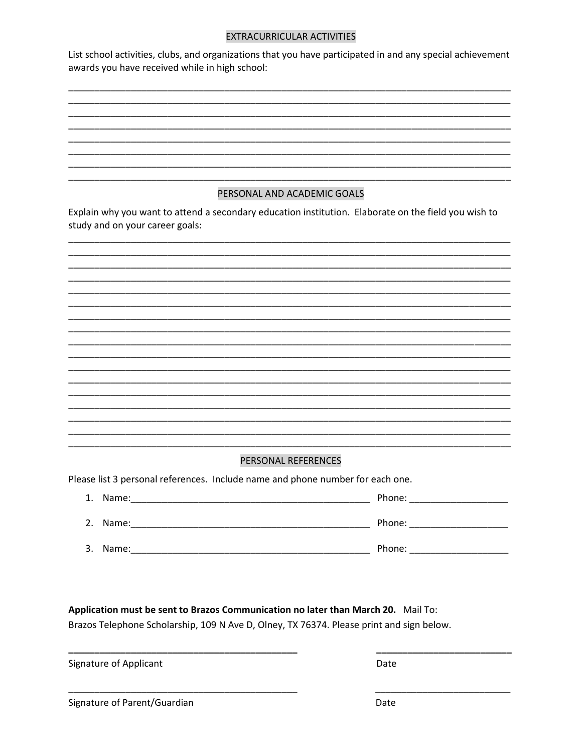## EXTRACURRICULAR ACTIVITIES

List school activities, clubs, and organizations that you have participated in and any special achievement awards you have received while in high school:

________________________________________________________________________________________
________________________________________________________________________________________
________________________________________________________________________________________
________________________________________________________________________________________
________________________________________________________________________________________
________________________________________________________________________________________
________________________________________________________________________________________
________________________________________________________________________________________

## PERSONAL AND ACADEMIC GOALS

Explain why you want to attend a secondary education institution. Elaborate on the field you wish to study and on your career goals:

________________________________________________________________________________________
________________________________________________________________________________________
________________________________________________________________________________________
________________________________________________________________________________________
________________________________________________________________________________________
________________________________________________________________________________________
________________________________________________________________________________________
________________________________________________________________________________________
________________________________________________________________________________________
________________________________________________________________________________________
________________________________________________________________________________________
________________________________________________________________________________________
________________________________________________________________________________________
________________________________________________________________________________________
________________________________________________________________________________________
________________________________________________________________________________________
________________________________________________________________________________________

## PERSONAL REFERENCES

Please list 3 personal references. Include name and phone number for each one.

1. Name:_______________________________________________ Phone: ___________________
2. Name:_______________________________________________ Phone: ___________________
3. Name:_______________________________________________ Phone: ___________________

**Application must be sent to Brazos Communication no later than March 20.** Mail To:
Brazos Telephone Scholarship, 109 N Ave D, Olney, TX 76374. Please print and sign below.

_____________________________________________ __________________________
Signature of Applicant Date

_____________________________________________ __________________________
Signature of Parent/Guardian Date